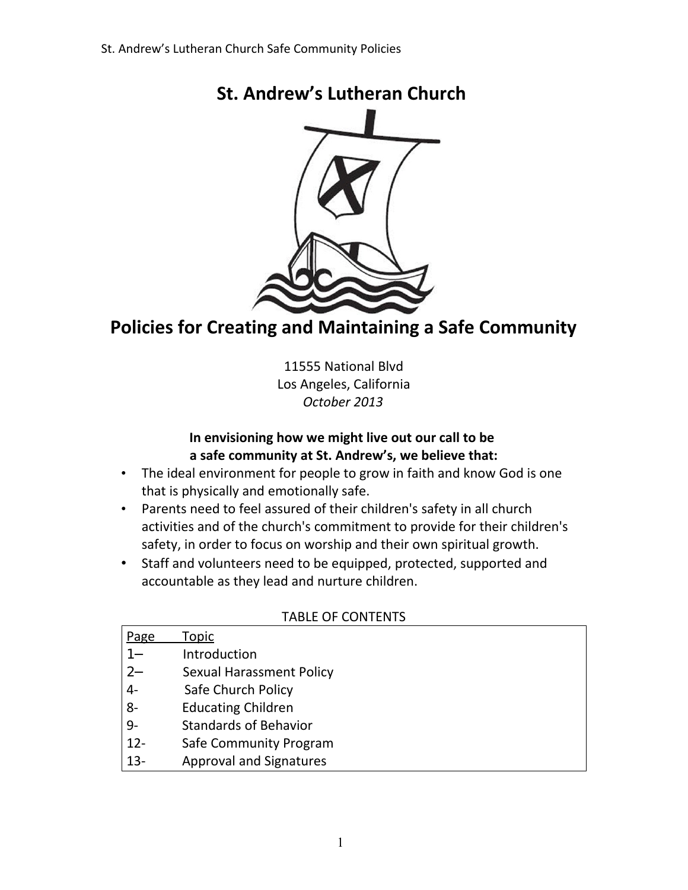# St. Andrew's Lutheran Church

# Policies for Creating and Maintaining a Safe Community

11555 National Blvd
Los Angeles, California
*October 2013*

**In envisioning how we might live out our call to be a safe community at St. Andrew's, we believe that:**

- The ideal environment for people to grow in faith and know God is one that is physically and emotionally safe.
- Parents need to feel assured of their children's safety in all church activities and of the church's commitment to provide for their children's safety, in order to focus on worship and their own spiritual growth.
- Staff and volunteers need to be equipped, protected, supported and accountable as they lead and nurture children.

TABLE OF CONTENTS

| Page | Topic |
|---|---|
| 1– | Introduction |
| 2– | Sexual Harassment Policy |
| 4- | Safe Church Policy |
| 8- | Educating Children |
| 9- | Standards of Behavior |
| 12- | Safe Community Program |
| 13- | Approval and Signatures |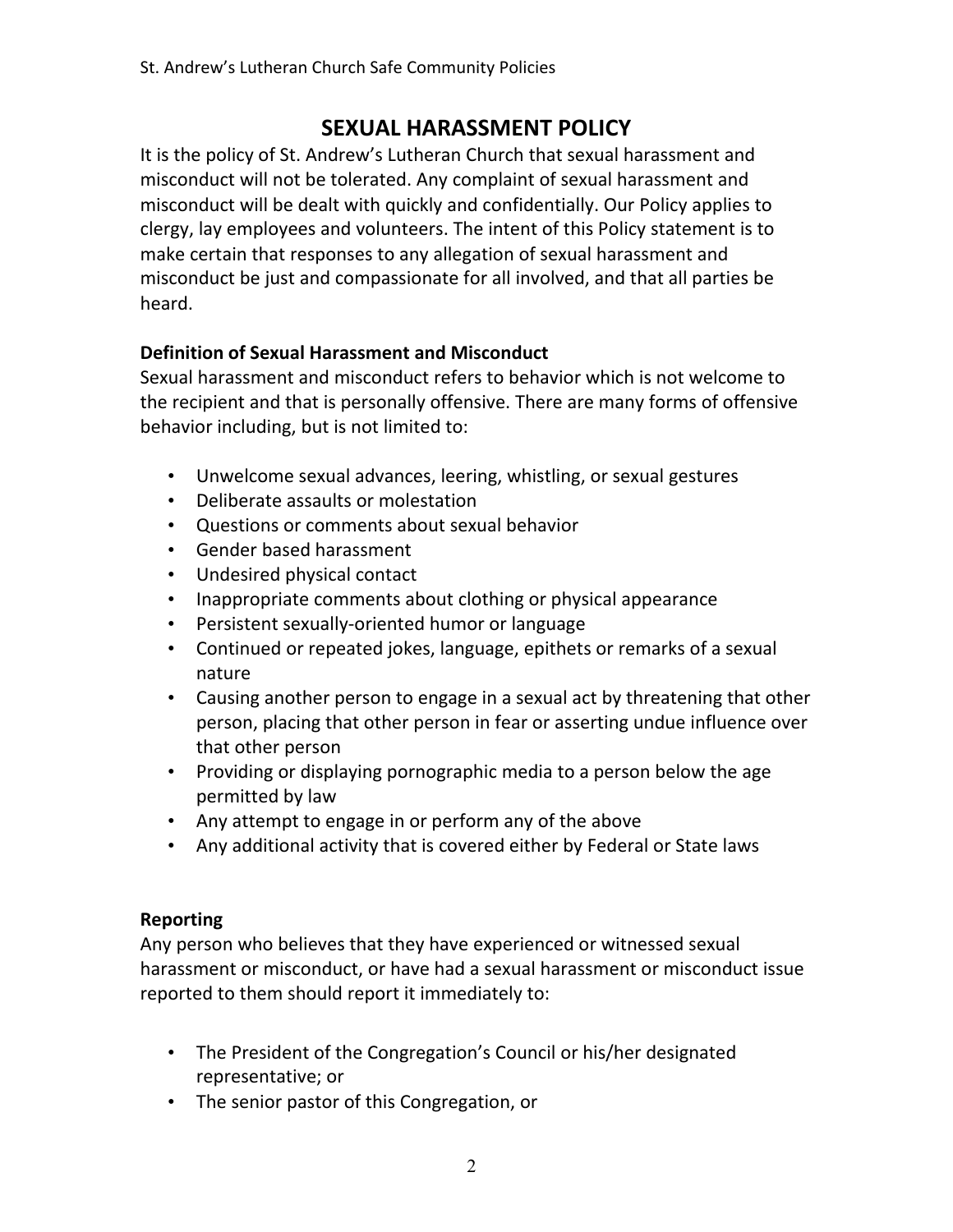# SEXUAL HARASSMENT POLICY

It is the policy of St. Andrew's Lutheran Church that sexual harassment and misconduct will not be tolerated. Any complaint of sexual harassment and misconduct will be dealt with quickly and confidentially. Our Policy applies to clergy, lay employees and volunteers. The intent of this Policy statement is to make certain that responses to any allegation of sexual harassment and misconduct be just and compassionate for all involved, and that all parties be heard.

**Definition of Sexual Harassment and Misconduct**

Sexual harassment and misconduct refers to behavior which is not welcome to the recipient and that is personally offensive. There are many forms of offensive behavior including, but is not limited to:

- Unwelcome sexual advances, leering, whistling, or sexual gestures
- Deliberate assaults or molestation
- Questions or comments about sexual behavior
- Gender based harassment
- Undesired physical contact
- Inappropriate comments about clothing or physical appearance
- Persistent sexually-oriented humor or language
- Continued or repeated jokes, language, epithets or remarks of a sexual nature
- Causing another person to engage in a sexual act by threatening that other person, placing that other person in fear or asserting undue influence over that other person
- Providing or displaying pornographic media to a person below the age permitted by law
- Any attempt to engage in or perform any of the above
- Any additional activity that is covered either by Federal or State laws

**Reporting**

Any person who believes that they have experienced or witnessed sexual harassment or misconduct, or have had a sexual harassment or misconduct issue reported to them should report it immediately to:

- The President of the Congregation's Council or his/her designated representative; or
- The senior pastor of this Congregation, or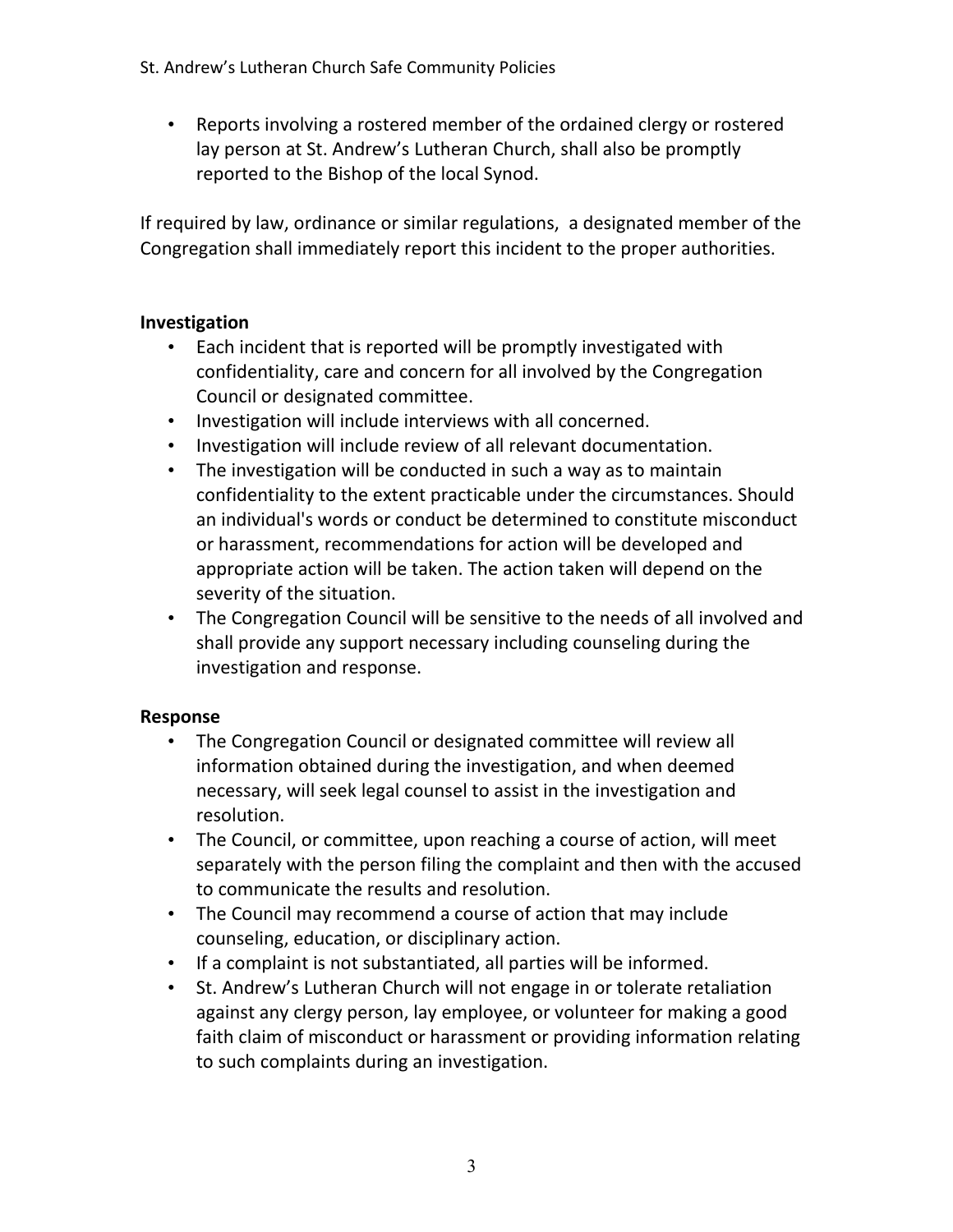- Reports involving a rostered member of the ordained clergy or rostered lay person at St. Andrew's Lutheran Church, shall also be promptly reported to the Bishop of the local Synod.

If required by law, ordinance or similar regulations, a designated member of the Congregation shall immediately report this incident to the proper authorities.

**Investigation**

- Each incident that is reported will be promptly investigated with confidentiality, care and concern for all involved by the Congregation Council or designated committee.
- Investigation will include interviews with all concerned.
- Investigation will include review of all relevant documentation.
- The investigation will be conducted in such a way as to maintain confidentiality to the extent practicable under the circumstances. Should an individual's words or conduct be determined to constitute misconduct or harassment, recommendations for action will be developed and appropriate action will be taken. The action taken will depend on the severity of the situation.
- The Congregation Council will be sensitive to the needs of all involved and shall provide any support necessary including counseling during the investigation and response.

**Response**

- The Congregation Council or designated committee will review all information obtained during the investigation, and when deemed necessary, will seek legal counsel to assist in the investigation and resolution.
- The Council, or committee, upon reaching a course of action, will meet separately with the person filing the complaint and then with the accused to communicate the results and resolution.
- The Council may recommend a course of action that may include counseling, education, or disciplinary action.
- If a complaint is not substantiated, all parties will be informed.
- St. Andrew's Lutheran Church will not engage in or tolerate retaliation against any clergy person, lay employee, or volunteer for making a good faith claim of misconduct or harassment or providing information relating to such complaints during an investigation.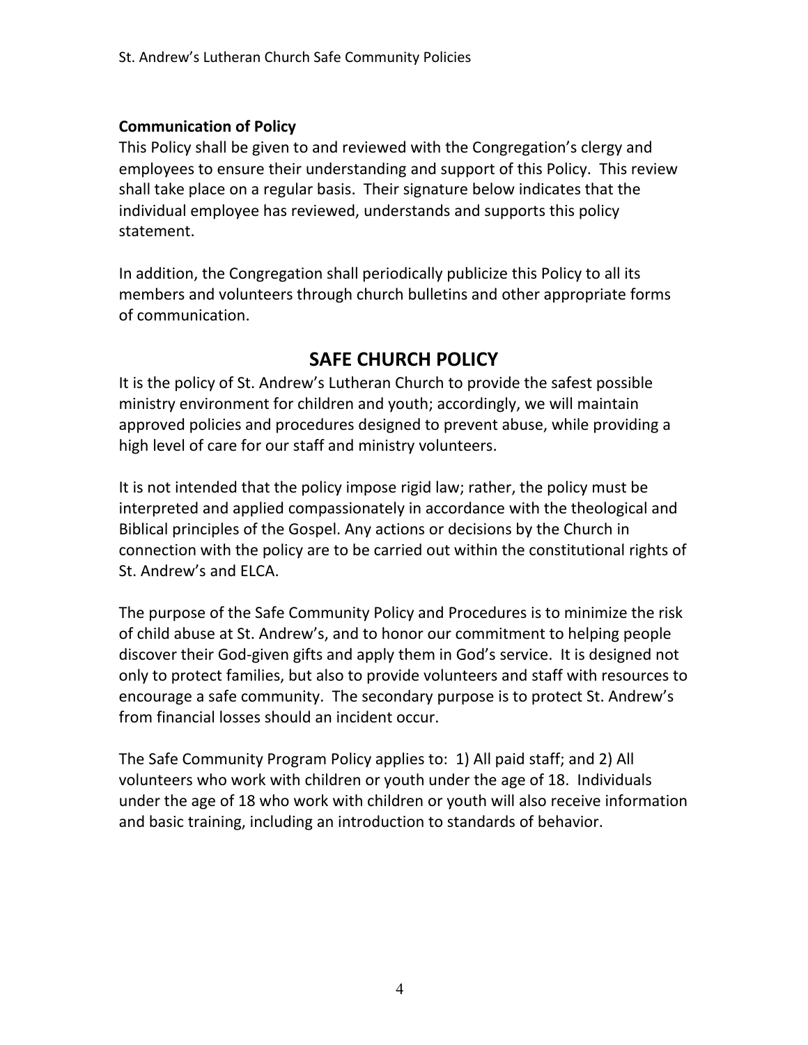**Communication of Policy**

This Policy shall be given to and reviewed with the Congregation's clergy and employees to ensure their understanding and support of this Policy. This review shall take place on a regular basis. Their signature below indicates that the individual employee has reviewed, understands and supports this policy statement.

In addition, the Congregation shall periodically publicize this Policy to all its members and volunteers through church bulletins and other appropriate forms of communication.

## SAFE CHURCH POLICY

It is the policy of St. Andrew's Lutheran Church to provide the safest possible ministry environment for children and youth; accordingly, we will maintain approved policies and procedures designed to prevent abuse, while providing a high level of care for our staff and ministry volunteers.

It is not intended that the policy impose rigid law; rather, the policy must be interpreted and applied compassionately in accordance with the theological and Biblical principles of the Gospel. Any actions or decisions by the Church in connection with the policy are to be carried out within the constitutional rights of St. Andrew's and ELCA.

The purpose of the Safe Community Policy and Procedures is to minimize the risk of child abuse at St. Andrew's, and to honor our commitment to helping people discover their God-given gifts and apply them in God's service. It is designed not only to protect families, but also to provide volunteers and staff with resources to encourage a safe community. The secondary purpose is to protect St. Andrew's from financial losses should an incident occur.

The Safe Community Program Policy applies to: 1) All paid staff; and 2) All volunteers who work with children or youth under the age of 18. Individuals under the age of 18 who work with children or youth will also receive information and basic training, including an introduction to standards of behavior.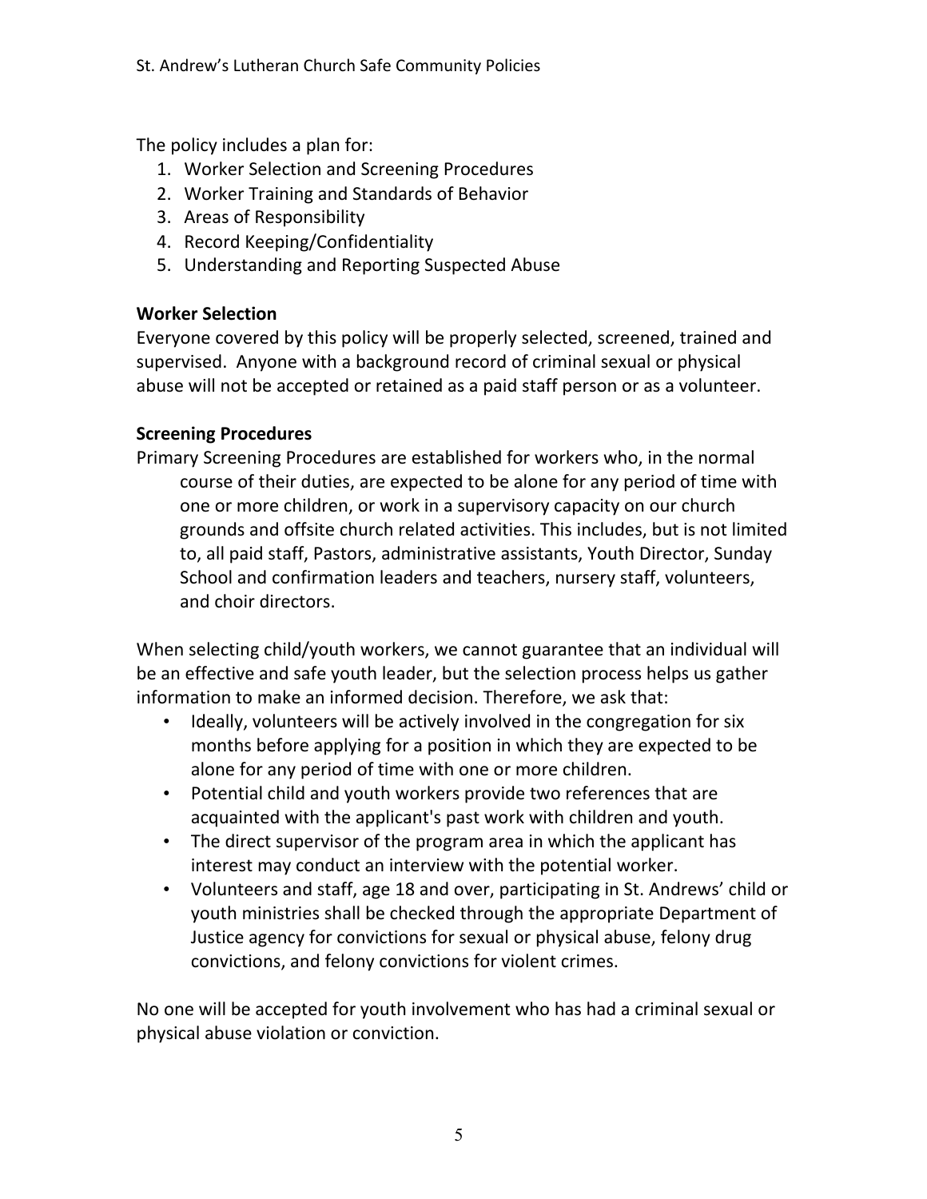The policy includes a plan for:

1. Worker Selection and Screening Procedures
2. Worker Training and Standards of Behavior
3. Areas of Responsibility
4. Record Keeping/Confidentiality
5. Understanding and Reporting Suspected Abuse

**Worker Selection**

Everyone covered by this policy will be properly selected, screened, trained and supervised. Anyone with a background record of criminal sexual or physical abuse will not be accepted or retained as a paid staff person or as a volunteer.

**Screening Procedures**

Primary Screening Procedures are established for workers who, in the normal course of their duties, are expected to be alone for any period of time with one or more children, or work in a supervisory capacity on our church grounds and offsite church related activities. This includes, but is not limited to, all paid staff, Pastors, administrative assistants, Youth Director, Sunday School and confirmation leaders and teachers, nursery staff, volunteers, and choir directors.

When selecting child/youth workers, we cannot guarantee that an individual will be an effective and safe youth leader, but the selection process helps us gather information to make an informed decision. Therefore, we ask that:

- Ideally, volunteers will be actively involved in the congregation for six months before applying for a position in which they are expected to be alone for any period of time with one or more children.
- Potential child and youth workers provide two references that are acquainted with the applicant's past work with children and youth.
- The direct supervisor of the program area in which the applicant has interest may conduct an interview with the potential worker.
- Volunteers and staff, age 18 and over, participating in St. Andrews' child or youth ministries shall be checked through the appropriate Department of Justice agency for convictions for sexual or physical abuse, felony drug convictions, and felony convictions for violent crimes.

No one will be accepted for youth involvement who has had a criminal sexual or physical abuse violation or conviction.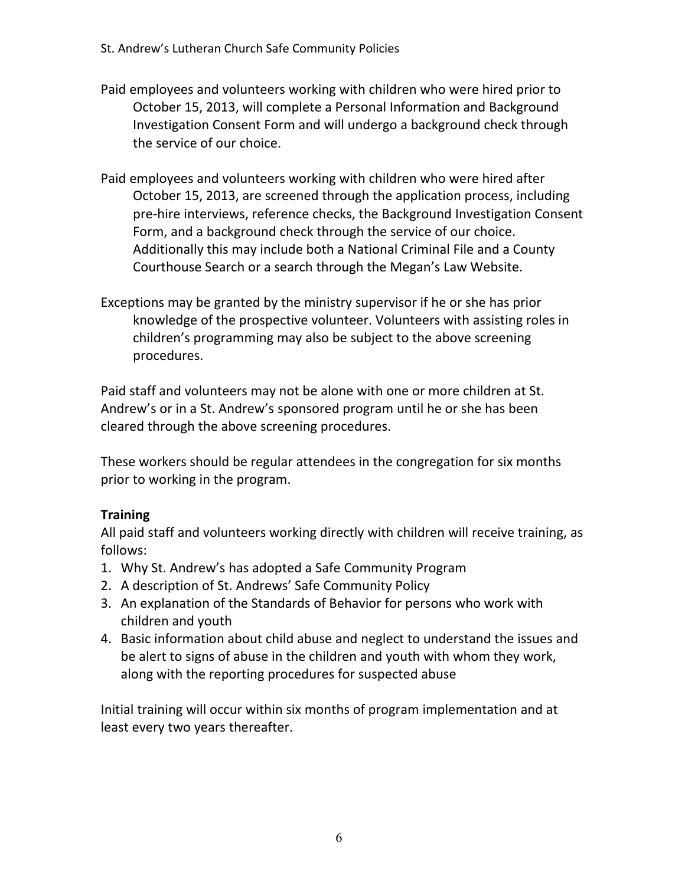Paid employees and volunteers working with children who were hired prior to October 15, 2013, will complete a Personal Information and Background Investigation Consent Form and will undergo a background check through the service of our choice.

Paid employees and volunteers working with children who were hired after October 15, 2013, are screened through the application process, including pre-hire interviews, reference checks, the Background Investigation Consent Form, and a background check through the service of our choice. Additionally this may include both a National Criminal File and a County Courthouse Search or a search through the Megan's Law Website.

Exceptions may be granted by the ministry supervisor if he or she has prior knowledge of the prospective volunteer. Volunteers with assisting roles in children's programming may also be subject to the above screening procedures.

Paid staff and volunteers may not be alone with one or more children at St. Andrew's or in a St. Andrew's sponsored program until he or she has been cleared through the above screening procedures.

These workers should be regular attendees in the congregation for six months prior to working in the program.

**Training**

All paid staff and volunteers working directly with children will receive training, as follows:

1. Why St. Andrew's has adopted a Safe Community Program
2. A description of St. Andrews' Safe Community Policy
3. An explanation of the Standards of Behavior for persons who work with children and youth
4. Basic information about child abuse and neglect to understand the issues and be alert to signs of abuse in the children and youth with whom they work, along with the reporting procedures for suspected abuse

Initial training will occur within six months of program implementation and at least every two years thereafter.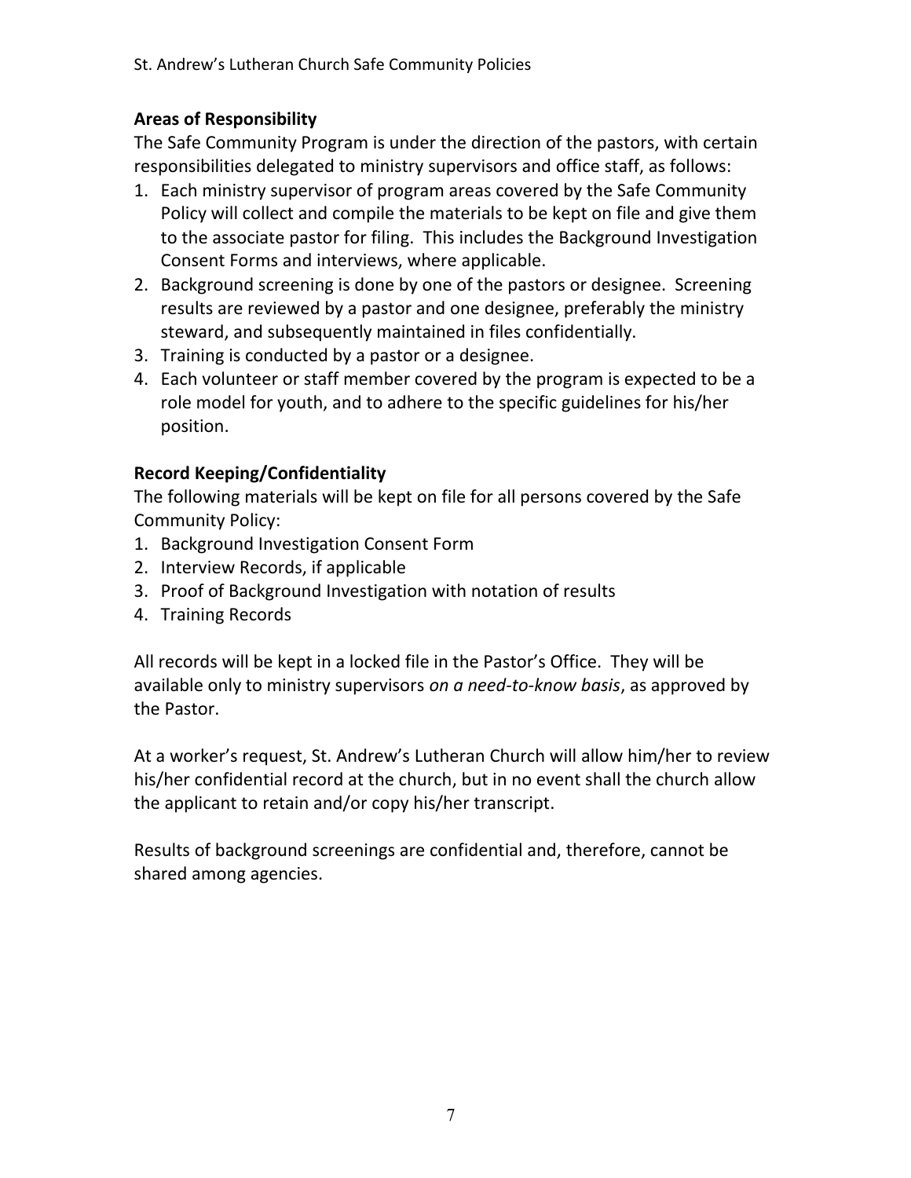## Areas of Responsibility

The Safe Community Program is under the direction of the pastors, with certain responsibilities delegated to ministry supervisors and office staff, as follows:

1. Each ministry supervisor of program areas covered by the Safe Community Policy will collect and compile the materials to be kept on file and give them to the associate pastor for filing. This includes the Background Investigation Consent Forms and interviews, where applicable.
2. Background screening is done by one of the pastors or designee. Screening results are reviewed by a pastor and one designee, preferably the ministry steward, and subsequently maintained in files confidentially.
3. Training is conducted by a pastor or a designee.
4. Each volunteer or staff member covered by the program is expected to be a role model for youth, and to adhere to the specific guidelines for his/her position.

## Record Keeping/Confidentiality

The following materials will be kept on file for all persons covered by the Safe Community Policy:

1. Background Investigation Consent Form
2. Interview Records, if applicable
3. Proof of Background Investigation with notation of results
4. Training Records

All records will be kept in a locked file in the Pastor's Office. They will be available only to ministry supervisors *on a need-to-know basis*, as approved by the Pastor.

At a worker's request, St. Andrew's Lutheran Church will allow him/her to review his/her confidential record at the church, but in no event shall the church allow the applicant to retain and/or copy his/her transcript.

Results of background screenings are confidential and, therefore, cannot be shared among agencies.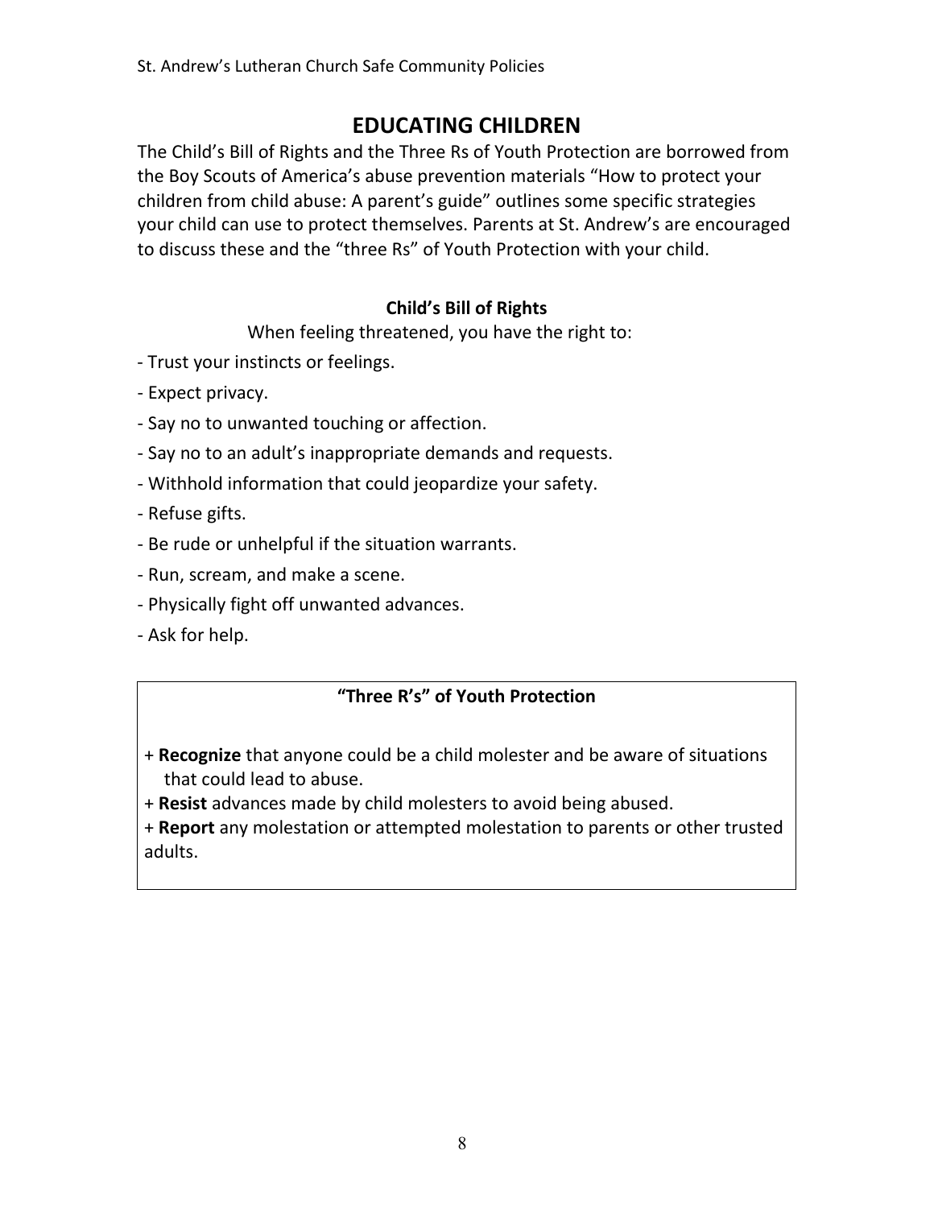# EDUCATING CHILDREN

The Child's Bill of Rights and the Three Rs of Youth Protection are borrowed from the Boy Scouts of America's abuse prevention materials "How to protect your children from child abuse: A parent's guide" outlines some specific strategies your child can use to protect themselves. Parents at St. Andrew's are encouraged to discuss these and the "three Rs" of Youth Protection with your child.

### Child's Bill of Rights

When feeling threatened, you have the right to:

- Trust your instincts or feelings.
- Expect privacy.
- Say no to unwanted touching or affection.
- Say no to an adult's inappropriate demands and requests.
- Withhold information that could jeopardize your safety.
- Refuse gifts.
- Be rude or unhelpful if the situation warrants.
- Run, scream, and make a scene.
- Physically fight off unwanted advances.
- Ask for help.

### "Three R's" of Youth Protection

+ **Recognize** that anyone could be a child molester and be aware of situations that could lead to abuse.
+ **Resist** advances made by child molesters to avoid being abused.
+ **Report** any molestation or attempted molestation to parents or other trusted adults.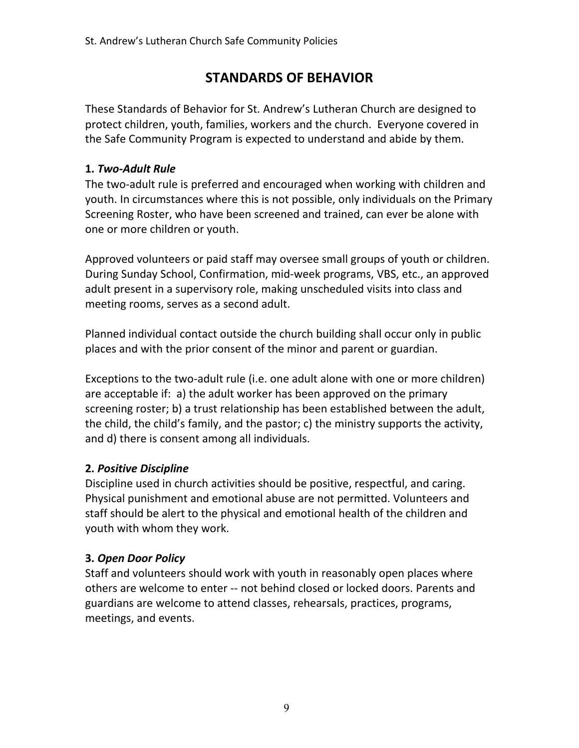## STANDARDS OF BEHAVIOR

These Standards of Behavior for St. Andrew's Lutheran Church are designed to protect children, youth, families, workers and the church. Everyone covered in the Safe Community Program is expected to understand and abide by them.

**1.** ***Two-Adult Rule***

The two-adult rule is preferred and encouraged when working with children and youth. In circumstances where this is not possible, only individuals on the Primary Screening Roster, who have been screened and trained, can ever be alone with one or more children or youth.

Approved volunteers or paid staff may oversee small groups of youth or children. During Sunday School, Confirmation, mid-week programs, VBS, etc., an approved adult present in a supervisory role, making unscheduled visits into class and meeting rooms, serves as a second adult.

Planned individual contact outside the church building shall occur only in public places and with the prior consent of the minor and parent or guardian.

Exceptions to the two-adult rule (i.e. one adult alone with one or more children) are acceptable if: a) the adult worker has been approved on the primary screening roster; b) a trust relationship has been established between the adult, the child, the child's family, and the pastor; c) the ministry supports the activity, and d) there is consent among all individuals.

**2.** ***Positive Discipline***

Discipline used in church activities should be positive, respectful, and caring. Physical punishment and emotional abuse are not permitted. Volunteers and staff should be alert to the physical and emotional health of the children and youth with whom they work.

**3.** ***Open Door Policy***

Staff and volunteers should work with youth in reasonably open places where others are welcome to enter -- not behind closed or locked doors. Parents and guardians are welcome to attend classes, rehearsals, practices, programs, meetings, and events.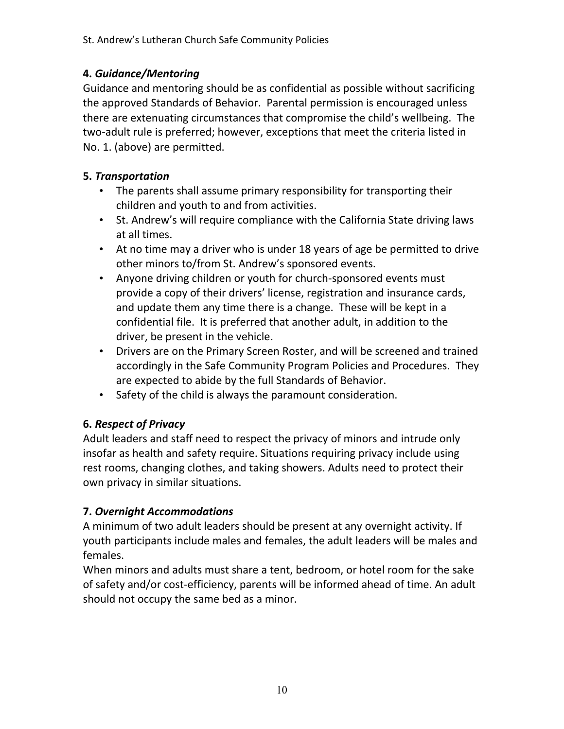**4.** ***Guidance/Mentoring***

Guidance and mentoring should be as confidential as possible without sacrificing the approved Standards of Behavior. Parental permission is encouraged unless there are extenuating circumstances that compromise the child's wellbeing. The two-adult rule is preferred; however, exceptions that meet the criteria listed in No. 1. (above) are permitted.

**5.** ***Transportation***

- The parents shall assume primary responsibility for transporting their children and youth to and from activities.
- St. Andrew's will require compliance with the California State driving laws at all times.
- At no time may a driver who is under 18 years of age be permitted to drive other minors to/from St. Andrew's sponsored events.
- Anyone driving children or youth for church-sponsored events must provide a copy of their drivers' license, registration and insurance cards, and update them any time there is a change. These will be kept in a confidential file. It is preferred that another adult, in addition to the driver, be present in the vehicle.
- Drivers are on the Primary Screen Roster, and will be screened and trained accordingly in the Safe Community Program Policies and Procedures. They are expected to abide by the full Standards of Behavior.
- Safety of the child is always the paramount consideration.

**6.** ***Respect of Privacy***

Adult leaders and staff need to respect the privacy of minors and intrude only insofar as health and safety require. Situations requiring privacy include using rest rooms, changing clothes, and taking showers. Adults need to protect their own privacy in similar situations.

**7.** ***Overnight Accommodations***

A minimum of two adult leaders should be present at any overnight activity. If youth participants include males and females, the adult leaders will be males and females.

When minors and adults must share a tent, bedroom, or hotel room for the sake of safety and/or cost-efficiency, parents will be informed ahead of time. An adult should not occupy the same bed as a minor.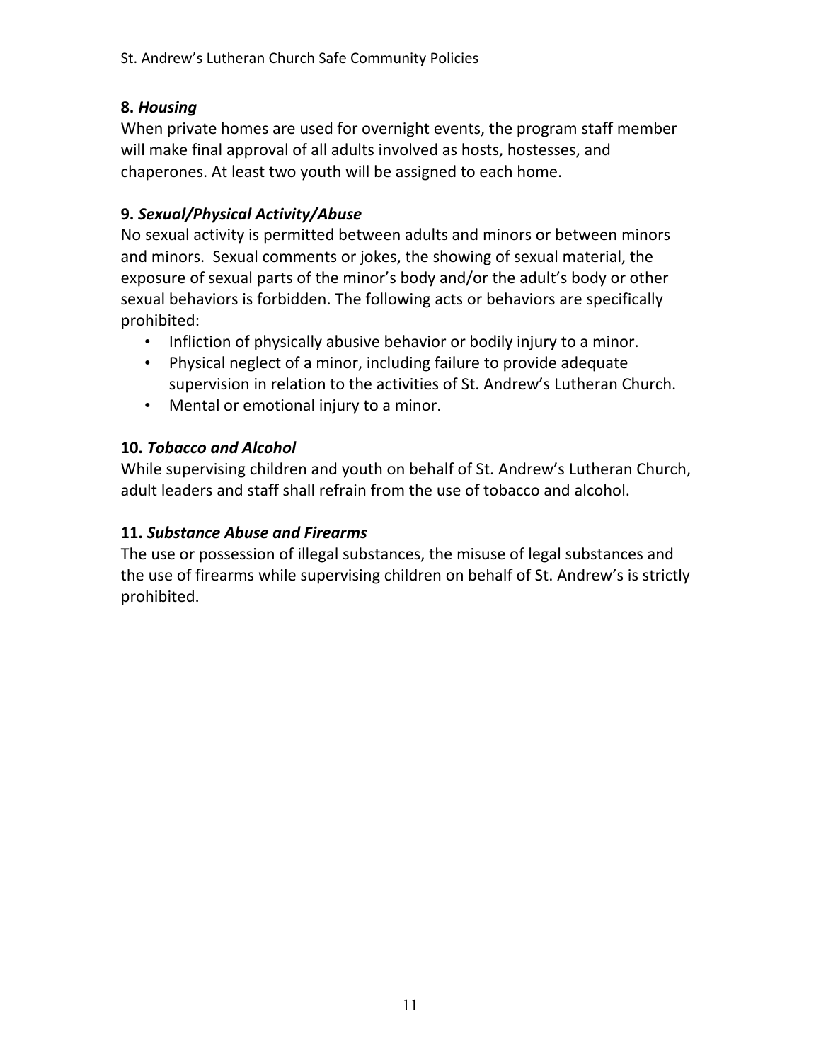**8.** ***Housing***

When private homes are used for overnight events, the program staff member will make final approval of all adults involved as hosts, hostesses, and chaperones. At least two youth will be assigned to each home.

**9.** ***Sexual/Physical Activity/Abuse***

No sexual activity is permitted between adults and minors or between minors and minors. Sexual comments or jokes, the showing of sexual material, the exposure of sexual parts of the minor's body and/or the adult's body or other sexual behaviors is forbidden. The following acts or behaviors are specifically prohibited:

- Infliction of physically abusive behavior or bodily injury to a minor.
- Physical neglect of a minor, including failure to provide adequate supervision in relation to the activities of St. Andrew's Lutheran Church.
- Mental or emotional injury to a minor.

**10.** ***Tobacco and Alcohol***

While supervising children and youth on behalf of St. Andrew's Lutheran Church, adult leaders and staff shall refrain from the use of tobacco and alcohol.

**11.** ***Substance Abuse and Firearms***

The use or possession of illegal substances, the misuse of legal substances and the use of firearms while supervising children on behalf of St. Andrew's is strictly prohibited.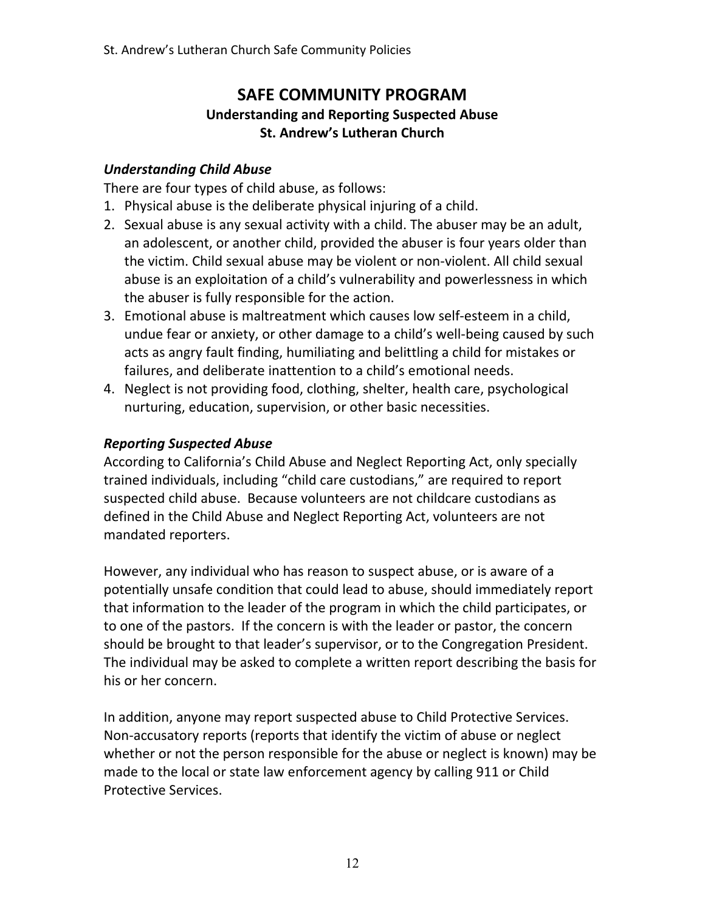# SAFE COMMUNITY PROGRAM

## Understanding and Reporting Suspected Abuse

## St. Andrew's Lutheran Church

### *Understanding Child Abuse*

There are four types of child abuse, as follows:

1. Physical abuse is the deliberate physical injuring of a child.
2. Sexual abuse is any sexual activity with a child. The abuser may be an adult, an adolescent, or another child, provided the abuser is four years older than the victim. Child sexual abuse may be violent or non-violent. All child sexual abuse is an exploitation of a child's vulnerability and powerlessness in which the abuser is fully responsible for the action.
3. Emotional abuse is maltreatment which causes low self-esteem in a child, undue fear or anxiety, or other damage to a child's well-being caused by such acts as angry fault finding, humiliating and belittling a child for mistakes or failures, and deliberate inattention to a child's emotional needs.
4. Neglect is not providing food, clothing, shelter, health care, psychological nurturing, education, supervision, or other basic necessities.

### *Reporting Suspected Abuse*

According to California's Child Abuse and Neglect Reporting Act, only specially trained individuals, including "child care custodians," are required to report suspected child abuse. Because volunteers are not childcare custodians as defined in the Child Abuse and Neglect Reporting Act, volunteers are not mandated reporters.

However, any individual who has reason to suspect abuse, or is aware of a potentially unsafe condition that could lead to abuse, should immediately report that information to the leader of the program in which the child participates, or to one of the pastors. If the concern is with the leader or pastor, the concern should be brought to that leader's supervisor, or to the Congregation President. The individual may be asked to complete a written report describing the basis for his or her concern.

In addition, anyone may report suspected abuse to Child Protective Services. Non-accusatory reports (reports that identify the victim of abuse or neglect whether or not the person responsible for the abuse or neglect is known) may be made to the local or state law enforcement agency by calling 911 or Child Protective Services.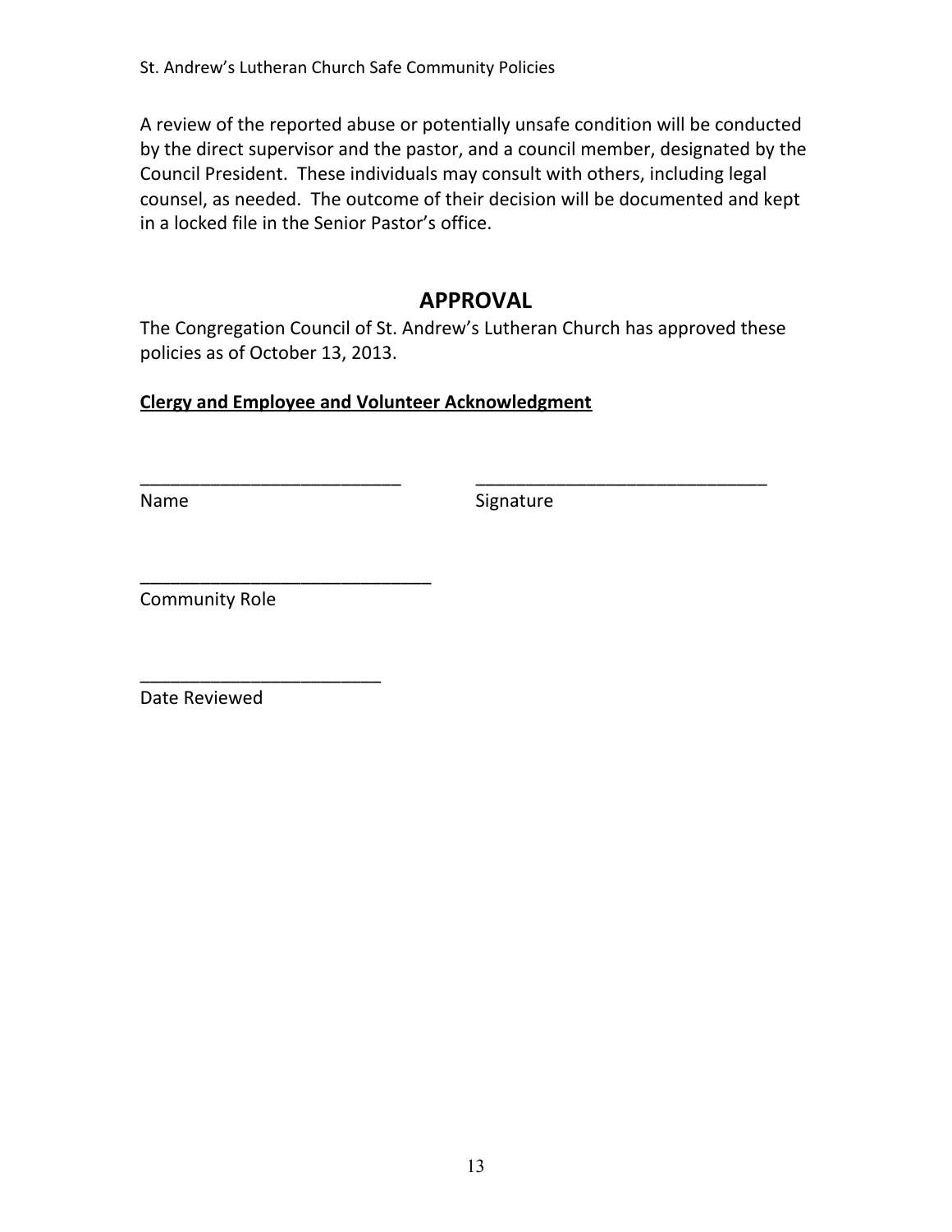A review of the reported abuse or potentially unsafe condition will be conducted by the direct supervisor and the pastor, and a council member, designated by the Council President. These individuals may consult with others, including legal counsel, as needed. The outcome of their decision will be documented and kept in a locked file in the Senior Pastor's office.

## APPROVAL

The Congregation Council of St. Andrew's Lutheran Church has approved these policies as of October 13, 2013.

**Clergy and Employee and Volunteer Acknowledgment**

___________________________ ______________________________
Name Signature

______________________________
Community Role

_________________________
Date Reviewed